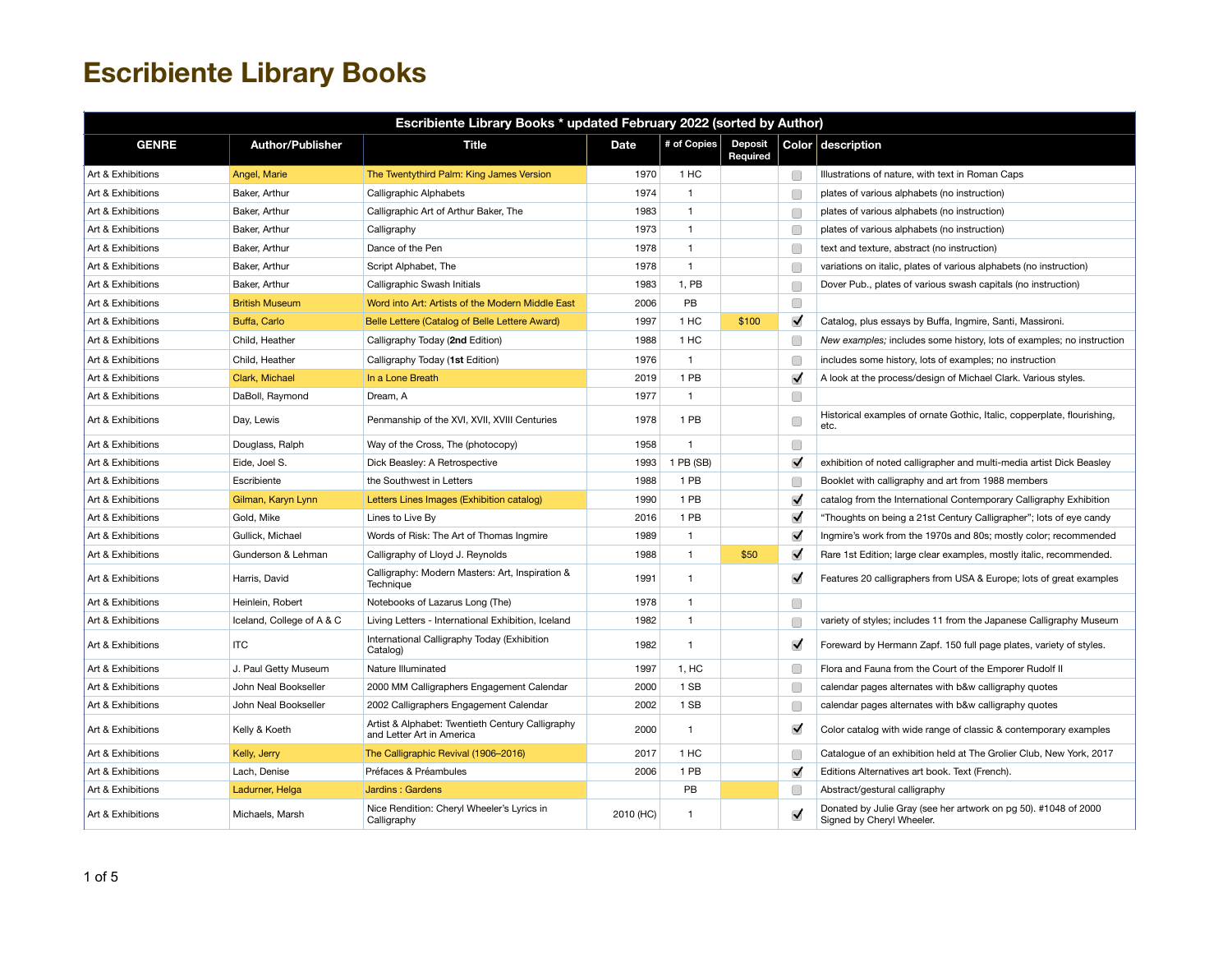# Escribiente Library Books

| Escribiente Library Books * updated February 2022 (sorted by Author) | | | | | | | |
|---|---|---|---|---|---|---|---|
| **GENRE** | **Author/Publisher** | **Title** | **Date** | **# of Copies** | **Deposit Required** | **Color** | **description** |
| Art & Exhibitions | Angel, Marie | The Twentythird Palm: King James Version | 1970 | 1 HC | | ☐ | Illustrations of nature, with text in Roman Caps |
| Art & Exhibitions | Baker, Arthur | Calligraphic Alphabets | 1974 | 1 | | ☐ | plates of various alphabets (no instruction) |
| Art & Exhibitions | Baker, Arthur | Calligraphic Art of Arthur Baker, The | 1983 | 1 | | ☐ | plates of various alphabets (no instruction) |
| Art & Exhibitions | Baker, Arthur | Calligraphy | 1973 | 1 | | ☐ | plates of various alphabets (no instruction) |
| Art & Exhibitions | Baker, Arthur | Dance of the Pen | 1978 | 1 | | ☐ | text and texture, abstract (no instruction) |
| Art & Exhibitions | Baker, Arthur | Script Alphabet, The | 1978 | 1 | | ☐ | variations on italic, plates of various alphabets (no instruction) |
| Art & Exhibitions | Baker, Arthur | Calligraphic Swash Initials | 1983 | 1, PB | | ☐ | Dover Pub., plates of various swash capitals (no instruction) |
| Art & Exhibitions | British Museum | Word into Art: Artists of the Modern Middle East | 2006 | PB | | ☐ | |
| Art & Exhibitions | Buffa, Carlo | Belle Lettere (Catalog of Belle Lettere Award) | 1997 | 1 HC | $100 | ☑ | Catalog, plus essays by Buffa, Ingmire, Santi, Massironi. |
| Art & Exhibitions | Child, Heather | Calligraphy Today (**2nd** Edition) | 1988 | 1 HC | | ☐ | *New examples;* includes some history, lots of examples; no instruction |
| Art & Exhibitions | Child, Heather | Calligraphy Today (**1st** Edition) | 1976 | 1 | | ☐ | includes some history, lots of examples; no instruction |
| Art & Exhibitions | Clark, Michael | In a Lone Breath | 2019 | 1 PB | | ☑ | A look at the process/design of Michael Clark. Various styles. |
| Art & Exhibitions | DaBoll, Raymond | Dream, A | 1977 | 1 | | ☐ | |
| Art & Exhibitions | Day, Lewis | Penmanship of the XVI, XVII, XVIII Centuries | 1978 | 1 PB | | ☐ | Historical examples of ornate Gothic, Italic, copperplate, flourishing, etc. |
| Art & Exhibitions | Douglass, Ralph | Way of the Cross, The (photocopy) | 1958 | 1 | | ☐ | |
| Art & Exhibitions | Eide, Joel S. | Dick Beasley: A Retrospective | 1993 | 1 PB (SB) | | ☑ | exhibition of noted calligrapher and multi-media artist Dick Beasley |
| Art & Exhibitions | Escribiente | the Southwest in Letters | 1988 | 1 PB | | ☐ | Booklet with calligraphy and art from 1988 members |
| Art & Exhibitions | Gilman, Karyn Lynn | Letters Lines Images (Exhibition catalog) | 1990 | 1 PB | | ☑ | catalog from the International Contemporary Calligraphy Exhibition |
| Art & Exhibitions | Gold, Mike | Lines to Live By | 2016 | 1 PB | | ☑ | "Thoughts on being a 21st Century Calligrapher"; lots of eye candy |
| Art & Exhibitions | Gullick, Michael | Words of Risk: The Art of Thomas Ingmire | 1989 | 1 | | ☑ | Ingmire's work from the 1970s and 80s; mostly color; recommended |
| Art & Exhibitions | Gunderson & Lehman | Calligraphy of Lloyd J. Reynolds | 1988 | 1 | $50 | ☑ | Rare 1st Edition; large clear examples, mostly italic, recommended. |
| Art & Exhibitions | Harris, David | Calligraphy: Modern Masters: Art, Inspiration & Technique | 1991 | 1 | | ☑ | Features 20 calligraphers from USA & Europe; lots of great examples |
| Art & Exhibitions | Heinlein, Robert | Notebooks of Lazarus Long (The) | 1978 | 1 | | ☐ | |
| Art & Exhibitions | Iceland, College of A & C | Living Letters - International Exhibition, Iceland | 1982 | 1 | | ☐ | variety of styles; includes 11 from the Japanese Calligraphy Museum |
| Art & Exhibitions | ITC | International Calligraphy Today (Exhibition Catalog) | 1982 | 1 | | ☑ | Foreward by Hermann Zapf. 150 full page plates, variety of styles. |
| Art & Exhibitions | J. Paul Getty Museum | Nature Illuminated | 1997 | 1, HC | | ☐ | Flora and Fauna from the Court of the Emporer Rudolf II |
| Art & Exhibitions | John Neal Bookseller | 2000 MM Calligraphers Engagement Calendar | 2000 | 1 SB | | ☐ | calendar pages alternates with b&w calligraphy quotes |
| Art & Exhibitions | John Neal Bookseller | 2002 Calligraphers Engagement Calendar | 2002 | 1 SB | | ☐ | calendar pages alternates with b&w calligraphy quotes |
| Art & Exhibitions | Kelly & Koeth | Artist & Alphabet: Twentieth Century Calligraphy and Letter Art in America | 2000 | 1 | | ☑ | Color catalog with wide range of classic & contemporary examples |
| Art & Exhibitions | Kelly, Jerry | The Calligraphic Revival (1906–2016) | 2017 | 1 HC | | ☐ | Catalogue of an exhibition held at The Grolier Club, New York, 2017 |
| Art & Exhibitions | Lach, Denise | Préfaces & Préambules | 2006 | 1 PB | | ☑ | Editions Alternatives art book. Text (French). |
| Art & Exhibitions | Ladurner, Helga | Jardins : Gardens | | PB | | ☐ | Abstract/gestural calligraphy |
| Art & Exhibitions | Michaels, Marsh | Nice Rendition: Cheryl Wheeler's Lyrics in Calligraphy | 2010 (HC) | 1 | | ☑ | Donated by Julie Gray (see her artwork on pg 50). #1048 of 2000 Signed by Cheryl Wheeler. |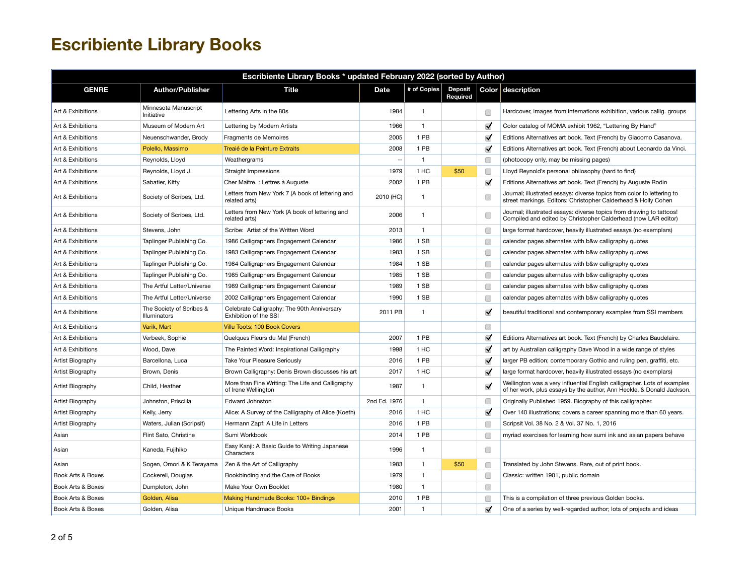# Escribiente Library Books

| Escribiente Library Books * updated February 2022 (sorted by Author) | | | | | | | |
|---|---|---|---|---|---|---|---|
| GENRE | Author/Publisher | Title | Date | # of Copies | Deposit Required | Color | description |
| Art & Exhibitions | Minnesota Manuscript Initiative | Lettering Arts in the 80s | 1984 | 1 | | ☐ | Hardcover, images from internations exhibition, various callig. groups |
| Art & Exhibitions | Museum of Modern Art | Lettering by Modern Artists | 1966 | 1 | | ✔ | Color catalog of MOMA exhibit 1962, "Lettering By Hand" |
| Art & Exhibitions | Neuenschwander, Brody | Fragments de Memoires | 2005 | 1 PB | | ✔ | Editions Alternatives art book. Text (French) by Giacomo Casanova. |
| Art & Exhibitions | Polello, Massimo | Treaié de la Peinture Extraits | 2008 | 1 PB | | ✔ | Editions Alternatives art book. Text (French) about Leonardo da Vinci. |
| Art & Exhibitions | Reynolds, Lloyd | Weathergrams | -- | 1 | | ☐ | (photocopy only, may be missing pages) |
| Art & Exhibitions | Reynolds, Lloyd J. | Straight Impressions | 1979 | 1 HC | $50 | ☐ | Lloyd Reynold's personal philosophy (hard to find) |
| Art & Exhibitions | Sabatier, Kitty | Cher Maître. : Lettres à Auguste | 2002 | 1 PB | | ✔ | Editions Alternatives art book. Text (French) by Auguste Rodin |
| Art & Exhibitions | Society of Scribes, Ltd. | Letters from New York 7 (A book of lettering and related arts) | 2010 (HC) | 1 | | ☐ | Journal; illustrated essays: diverse topics from color to lettering to street markings. Editors: Christopher Calderhead & Holly Cohen |
| Art & Exhibitions | Society of Scribes, Ltd. | Letters from New York (A book of lettering and related arts) | 2006 | 1 | | ☐ | Journal; illustrated essays: diverse topics from drawing to tattoos! Compiled and edited by Christopher Calderhead (now LAR editor) |
| Art & Exhibitions | Stevens, John | Scribe: Artist of the Written Word | 2013 | 1 | | ☐ | large format hardcover, heavily illustrated essays (no exemplars) |
| Art & Exhibitions | Taplinger Publishing Co. | 1986 Calligraphers Engagement Calendar | 1986 | 1 SB | | ☐ | calendar pages alternates with b&w calligraphy quotes |
| Art & Exhibitions | Taplinger Publishing Co. | 1983 Calligraphers Engagement Calendar | 1983 | 1 SB | | ☐ | calendar pages alternates with b&w calligraphy quotes |
| Art & Exhibitions | Taplinger Publishing Co. | 1984 Calligraphers Engagement Calendar | 1984 | 1 SB | | ☐ | calendar pages alternates with b&w calligraphy quotes |
| Art & Exhibitions | Taplinger Publishing Co. | 1985 Calligraphers Engagement Calendar | 1985 | 1 SB | | ☐ | calendar pages alternates with b&w calligraphy quotes |
| Art & Exhibitions | The Artful Letter/Universe | 1989 Calligraphers Engagement Calendar | 1989 | 1 SB | | ☐ | calendar pages alternates with b&w calligraphy quotes |
| Art & Exhibitions | The Artful Letter/Universe | 2002 Calligraphers Engagement Calendar | 1990 | 1 SB | | ☐ | calendar pages alternates with b&w calligraphy quotes |
| Art & Exhibitions | The Society of Scribes & Illuminators | Celebrate Calligraphy; The 90th Anniversary Exhibition of the SSI | 2011 PB | 1 | | ✔ | beautiful traditional and contemporary examples from SSI members |
| Art & Exhibitions | Varik, Mart | Villu Toots: 100 Book Covers | | | | ☐ | |
| Art & Exhibitions | Verbeek, Sophie | Quelques Fleurs du Mal (French) | 2007 | 1 PB | | ✔ | Editions Alternatives art book. Text (French) by Charles Baudelaire. |
| Art & Exhibitions | Wood, Dave | The Painted Word: Inspirational Calligraphy | 1998 | 1 HC | | ✔ | art by Australian calligraphy Dave Wood in a wide range of styles |
| Artist Biography | Barcellona, Luca | Take Your Pleasure Seriously | 2016 | 1 PB | | ✔ | larger PB edition; contemporary Gothic and ruling pen, graffiti, etc. |
| Artist Biography | Brown, Denis | Brown Calligraphy: Denis Brown discusses his art | 2017 | 1 HC | | ✔ | large format hardcover, heavily illustrated essays (no exemplars) |
| Artist Biography | Child, Heather | More than Fine Writing: The Life and Calligraphy of Irene Wellington | 1987 | 1 | | ✔ | Wellington was a very influential English calligrapher. Lots of examples of her work, plus essays by the author, Ann Heckle, & Donald Jackson. |
| Artist Biography | Johnston, Priscilla | Edward Johnston | 2nd Ed. 1976 | 1 | | ☐ | Originally Published 1959. Biography of this calligrapher. |
| Artist Biography | Kelly, Jerry | Alice: A Survey of the Calligraphy of Alice (Koeth) | 2016 | 1 HC | | ✔ | Over 140 illustrations; covers a career spanning more than 60 years. |
| Artist Biography | Waters, Julian (Scripsit) | Hermann Zapf: A Life in Letters | 2016 | 1 PB | | ☐ | Scripsit Vol. 38 No. 2 & Vol. 37 No. 1, 2016 |
| Asian | Flint Sato, Christine | Sumi Workbook | 2014 | 1 PB | | ☐ | myriad exercises for learning how sumi ink and asian papers behave |
| Asian | Kaneda, Fujihiko | Easy Kanji: A Basic Guide to Writing Japanese Characters | 1996 | 1 | | ☐ | |
| Asian | Sogen, Omori & K Terayama | Zen & the Art of Calligraphy | 1983 | 1 | $50 | ☐ | Translated by John Stevens. Rare, out of print book. |
| Book Arts & Boxes | Cockerell, Douglas | Bookbinding and the Care of Books | 1979 | 1 | | ☐ | Classic: written 1901, public domain |
| Book Arts & Boxes | Dumpleton, John | Make Your Own Booklet | 1980 | 1 | | ☐ | |
| Book Arts & Boxes | Golden, Alisa | Making Handmade Books: 100+ Bindings | 2010 | 1 PB | | ☐ | This is a compilation of three previous Golden books. |
| Book Arts & Boxes | Golden, Alisa | Unique Handmade Books | 2001 | 1 | | ✔ | One of a series by well-regarded author; lots of projects and ideas |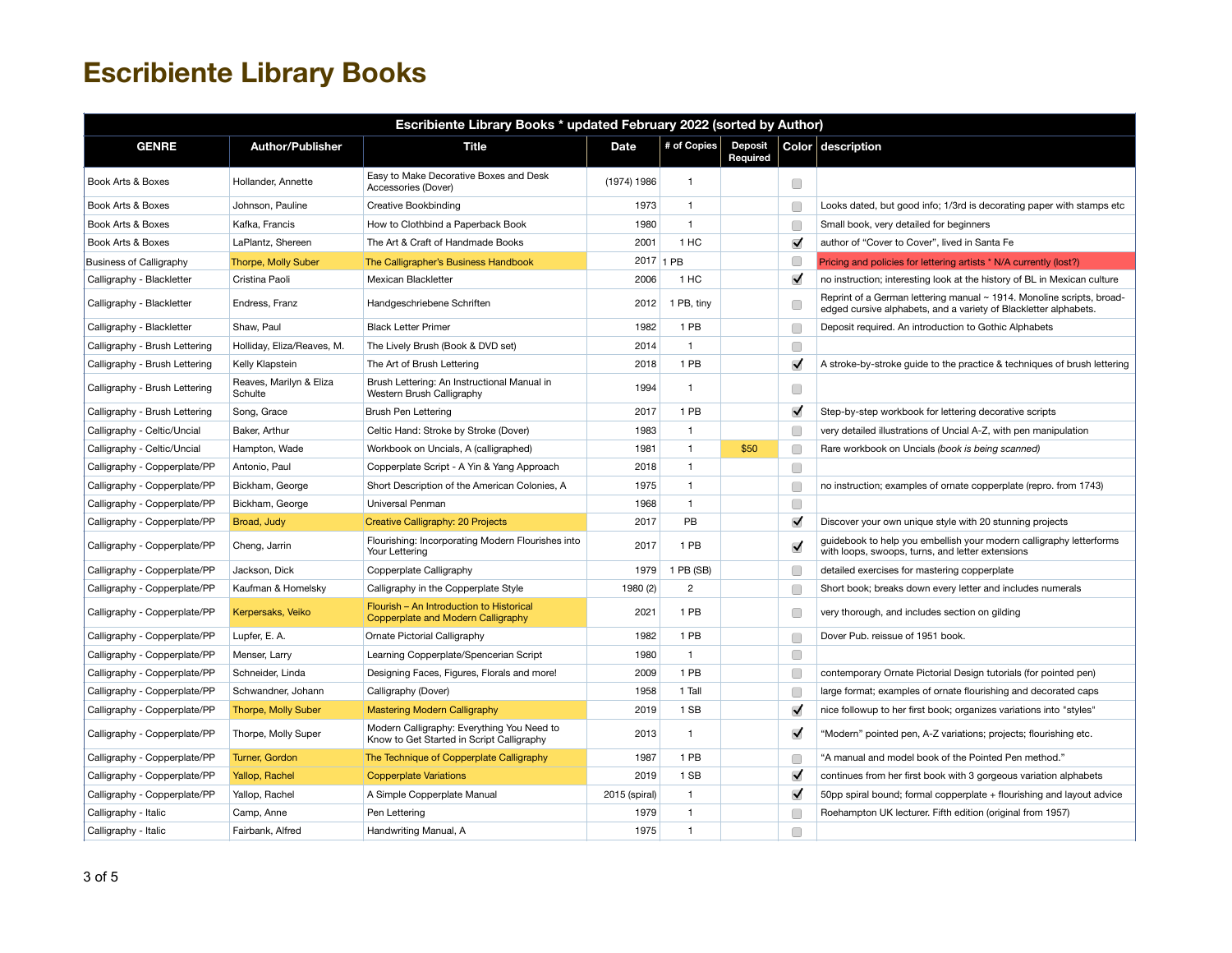# Escribiente Library Books

| Escribiente Library Books * updated February 2022 (sorted by Author) | | | | | | | |
|---|---|---|---|---|---|---|---|
| GENRE | Author/Publisher | Title | Date | # of Copies | Deposit Required | Color | description |
| Book Arts & Boxes | Hollander, Annette | Easy to Make Decorative Boxes and Desk Accessories (Dover) | (1974) 1986 | 1 | | ☐ | |
| Book Arts & Boxes | Johnson, Pauline | Creative Bookbinding | 1973 | 1 | | ☐ | Looks dated, but good info; 1/3rd is decorating paper with stamps etc |
| Book Arts & Boxes | Kafka, Francis | How to Clothbind a Paperback Book | 1980 | 1 | | ☐ | Small book, very detailed for beginners |
| Book Arts & Boxes | LaPlantz, Shereen | The Art & Craft of Handmade Books | 2001 | 1 HC | | ☑ | author of "Cover to Cover", lived in Santa Fe |
| Business of Calligraphy | Thorpe, Molly Suber | The Calligrapher's Business Handbook | 2017 | 1 PB | | ☐ | Pricing and policies for lettering artists * N/A currently (lost?) |
| Calligraphy - Blackletter | Cristina Paoli | Mexican Blackletter | 2006 | 1 HC | | ☑ | no instruction; interesting look at the history of BL in Mexican culture |
| Calligraphy - Blackletter | Endress, Franz | Handgeschriebene Schriften | 2012 | 1 PB, tiny | | ☐ | Reprint of a German lettering manual ~ 1914. Monoline scripts, broad-edged cursive alphabets, and a variety of Blackletter alphabets. |
| Calligraphy - Blackletter | Shaw, Paul | Black Letter Primer | 1982 | 1 PB | | ☐ | Deposit required. An introduction to Gothic Alphabets |
| Calligraphy - Brush Lettering | Holliday, Eliza/Reaves, M. | The Lively Brush (Book & DVD set) | 2014 | 1 | | ☐ | |
| Calligraphy - Brush Lettering | Kelly Klapstein | The Art of Brush Lettering | 2018 | 1 PB | | ☑ | A stroke-by-stroke guide to the practice & techniques of brush lettering |
| Calligraphy - Brush Lettering | Reaves, Marilyn & Eliza Schulte | Brush Lettering: An Instructional Manual in Western Brush Calligraphy | 1994 | 1 | | ☐ | |
| Calligraphy - Brush Lettering | Song, Grace | Brush Pen Lettering | 2017 | 1 PB | | ☑ | Step-by-step workbook for lettering decorative scripts |
| Calligraphy - Celtic/Uncial | Baker, Arthur | Celtic Hand: Stroke by Stroke (Dover) | 1983 | 1 | | ☐ | very detailed illustrations of Uncial A-Z, with pen manipulation |
| Calligraphy - Celtic/Uncial | Hampton, Wade | Workbook on Uncials, A (calligraphed) | 1981 | 1 | $50 | ☐ | Rare workbook on Uncials *(book is being scanned)* |
| Calligraphy - Copperplate/PP | Antonio, Paul | Copperplate Script - A Yin & Yang Approach | 2018 | 1 | | ☐ | |
| Calligraphy - Copperplate/PP | Bickham, George | Short Description of the American Colonies, A | 1975 | 1 | | ☐ | no instruction; examples of ornate copperplate (repro. from 1743) |
| Calligraphy - Copperplate/PP | Bickham, George | Universal Penman | 1968 | 1 | | ☐ | |
| Calligraphy - Copperplate/PP | Broad, Judy | Creative Calligraphy: 20 Projects | 2017 | PB | | ☑ | Discover your own unique style with 20 stunning projects |
| Calligraphy - Copperplate/PP | Cheng, Jarrin | Flourishing: Incorporating Modern Flourishes into Your Lettering | 2017 | 1 PB | | ☑ | guidebook to help you embellish your modern calligraphy letterforms with loops, swoops, turns, and letter extensions |
| Calligraphy - Copperplate/PP | Jackson, Dick | Copperplate Calligraphy | 1979 | 1 PB (SB) | | ☐ | detailed exercises for mastering copperplate |
| Calligraphy - Copperplate/PP | Kaufman & Homelsky | Calligraphy in the Copperplate Style | 1980 (2) | 2 | | ☐ | Short book; breaks down every letter and includes numerals |
| Calligraphy - Copperplate/PP | Kerpersaks, Veiko | Flourish – An Introduction to Historical Copperplate and Modern Calligraphy | 2021 | 1 PB | | ☐ | very thorough, and includes section on gilding |
| Calligraphy - Copperplate/PP | Lupfer, E. A. | Ornate Pictorial Calligraphy | 1982 | 1 PB | | ☐ | Dover Pub. reissue of 1951 book. |
| Calligraphy - Copperplate/PP | Menser, Larry | Learning Copperplate/Spencerian Script | 1980 | 1 | | ☐ | |
| Calligraphy - Copperplate/PP | Schneider, Linda | Designing Faces, Figures, Florals and more! | 2009 | 1 PB | | ☐ | contemporary Ornate Pictorial Design tutorials (for pointed pen) |
| Calligraphy - Copperplate/PP | Schwandner, Johann | Calligraphy (Dover) | 1958 | 1 Tall | | ☐ | large format; examples of ornate flourishing and decorated caps |
| Calligraphy - Copperplate/PP | Thorpe, Molly Suber | Mastering Modern Calligraphy | 2019 | 1 SB | | ☑ | nice followup to her first book; organizes variations into "styles" |
| Calligraphy - Copperplate/PP | Thorpe, Molly Super | Modern Calligraphy: Everything You Need to Know to Get Started in Script Calligraphy | 2013 | 1 | | ☑ | "Modern" pointed pen, A-Z variations; projects; flourishing etc. |
| Calligraphy - Copperplate/PP | Turner, Gordon | The Technique of Copperplate Calligraphy | 1987 | 1 PB | | ☐ | "A manual and model book of the Pointed Pen method." |
| Calligraphy - Copperplate/PP | Yallop, Rachel | Copperplate Variations | 2019 | 1 SB | | ☑ | continues from her first book with 3 gorgeous variation alphabets |
| Calligraphy - Copperplate/PP | Yallop, Rachel | A Simple Copperplate Manual | 2015 (spiral) | 1 | | ☑ | 50pp spiral bound; formal copperplate + flourishing and layout advice |
| Calligraphy - Italic | Camp, Anne | Pen Lettering | 1979 | 1 | | ☐ | Roehampton UK lecturer. Fifth edition (original from 1957) |
| Calligraphy - Italic | Fairbank, Alfred | Handwriting Manual, A | 1975 | 1 | | ☐ | |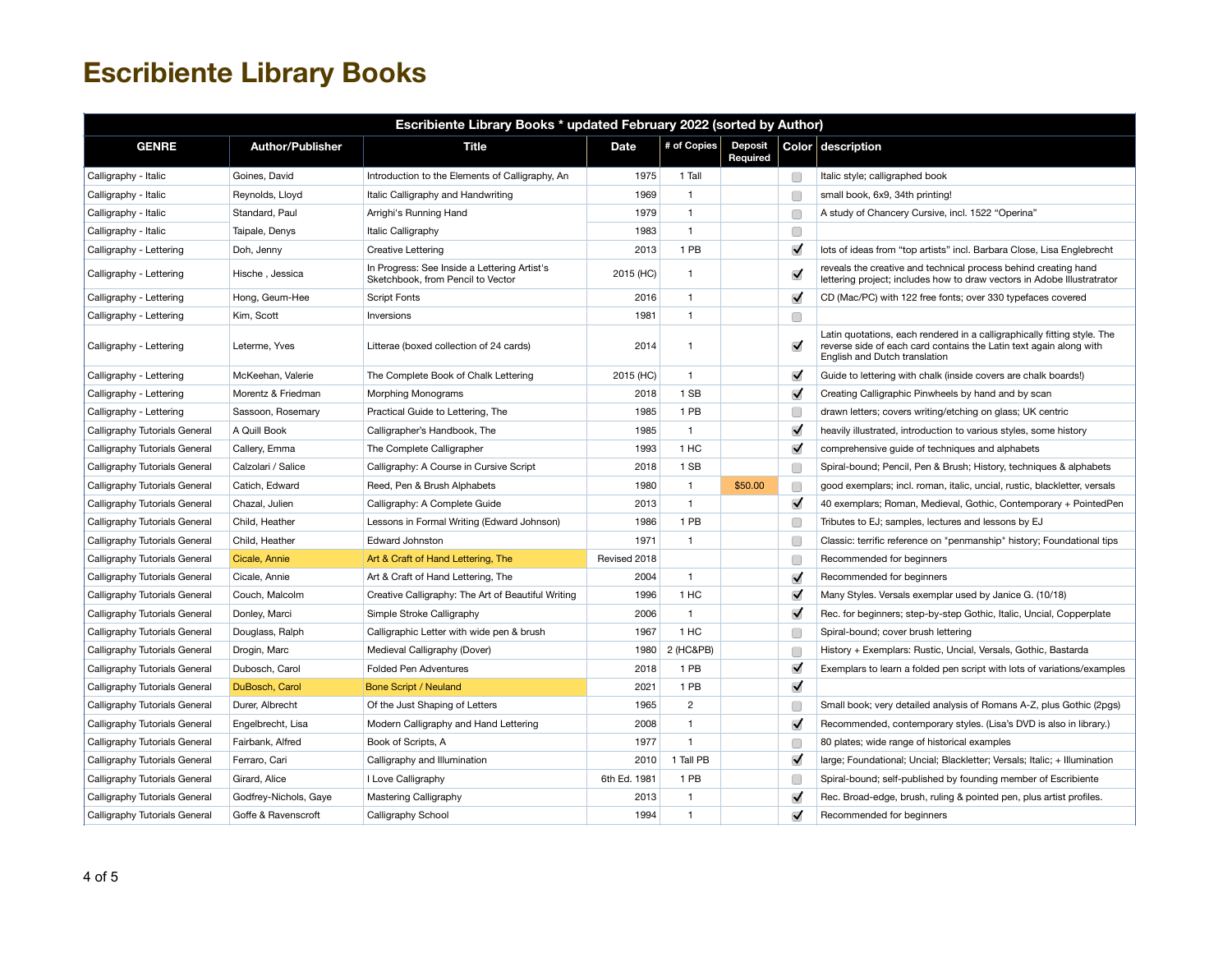# Escribiente Library Books

| Escribiente Library Books * updated February 2022 (sorted by Author) | | | | | | | |
|---|---|---|---|---|---|---|---|
| GENRE | Author/Publisher | Title | Date | # of Copies | Deposit Required | Color | description |
| Calligraphy - Italic | Goines, David | Introduction to the Elements of Calligraphy, An | 1975 | 1 Tall | | ☐ | Italic style; calligraphed book |
| Calligraphy - Italic | Reynolds, Lloyd | Italic Calligraphy and Handwriting | 1969 | 1 | | ☐ | small book, 6x9, 34th printing! |
| Calligraphy - Italic | Standard, Paul | Arrighi's Running Hand | 1979 | 1 | | ☐ | A study of Chancery Cursive, incl. 1522 "Operina" |
| Calligraphy - Italic | Taipale, Denys | Italic Calligraphy | 1983 | 1 | | ☐ | |
| Calligraphy - Lettering | Doh, Jenny | Creative Lettering | 2013 | 1 PB | | ✓ | lots of ideas from "top artists" incl. Barbara Close, Lisa Englebrecht |
| Calligraphy - Lettering | Hische , Jessica | In Progress: See Inside a Lettering Artist's Sketchbook, from Pencil to Vector | 2015 (HC) | 1 | | ✓ | reveals the creative and technical process behind creating hand lettering project; includes how to draw vectors in Adobe Illustratrator |
| Calligraphy - Lettering | Hong, Geum-Hee | Script Fonts | 2016 | 1 | | ✓ | CD (Mac/PC) with 122 free fonts; over 330 typefaces covered |
| Calligraphy - Lettering | Kim, Scott | Inversions | 1981 | 1 | | ☐ | |
| Calligraphy - Lettering | Leterme, Yves | Litterae (boxed collection of 24 cards) | 2014 | 1 | | ✓ | Latin quotations, each rendered in a calligraphically fitting style. The reverse side of each card contains the Latin text again along with English and Dutch translation |
| Calligraphy - Lettering | McKeehan, Valerie | The Complete Book of Chalk Lettering | 2015 (HC) | 1 | | ✓ | Guide to lettering with chalk (inside covers are chalk boards!) |
| Calligraphy - Lettering | Morentz & Friedman | Morphing Monograms | 2018 | 1 SB | | ✓ | Creating Calligraphic Pinwheels by hand and by scan |
| Calligraphy - Lettering | Sassoon, Rosemary | Practical Guide to Lettering, The | 1985 | 1 PB | | ☐ | drawn letters; covers writing/etching on glass; UK centric |
| Calligraphy Tutorials General | A Quill Book | Calligrapher's Handbook, The | 1985 | 1 | | ✓ | heavily illustrated, introduction to various styles, some history |
| Calligraphy Tutorials General | Callery, Emma | The Complete Calligrapher | 1993 | 1 HC | | ✓ | comprehensive guide of techniques and alphabets |
| Calligraphy Tutorials General | Calzolari / Salice | Calligraphy: A Course in Cursive Script | 2018 | 1 SB | | ☐ | Spiral-bound; Pencil, Pen & Brush; History, techniques & alphabets |
| Calligraphy Tutorials General | Catich, Edward | Reed, Pen & Brush Alphabets | 1980 | 1 | $50.00 | ☐ | good exemplars; incl. roman, italic, uncial, rustic, blackletter, versals |
| Calligraphy Tutorials General | Chazal, Julien | Calligraphy: A Complete Guide | 2013 | 1 | | ✓ | 40 exemplars; Roman, Medieval, Gothic, Contemporary + PointedPen |
| Calligraphy Tutorials General | Child, Heather | Lessons in Formal Writing (Edward Johnson) | 1986 | 1 PB | | ☐ | Tributes to EJ; samples, lectures and lessons by EJ |
| Calligraphy Tutorials General | Child, Heather | Edward Johnston | 1971 | 1 | | ☐ | Classic: terrific reference on "penmanship" history; Foundational tips |
| Calligraphy Tutorials General | Cicale, Annie | Art & Craft of Hand Lettering, The | Revised 2018 | | | ☐ | Recommended for beginners |
| Calligraphy Tutorials General | Cicale, Annie | Art & Craft of Hand Lettering, The | 2004 | 1 | | ✓ | Recommended for beginners |
| Calligraphy Tutorials General | Couch, Malcolm | Creative Calligraphy: The Art of Beautiful Writing | 1996 | 1 HC | | ✓ | Many Styles. Versals exemplar used by Janice G. (10/18) |
| Calligraphy Tutorials General | Donley, Marci | Simple Stroke Calligraphy | 2006 | 1 | | ✓ | Rec. for beginners; step-by-step Gothic, Italic, Uncial, Copperplate |
| Calligraphy Tutorials General | Douglass, Ralph | Calligraphic Letter with wide pen & brush | 1967 | 1 HC | | ☐ | Spiral-bound; cover brush lettering |
| Calligraphy Tutorials General | Drogin, Marc | Medieval Calligraphy (Dover) | 1980 | 2 (HC&PB) | | ☐ | History + Exemplars: Rustic, Uncial, Versals, Gothic, Bastarda |
| Calligraphy Tutorials General | Dubosch, Carol | Folded Pen Adventures | 2018 | 1 PB | | ✓ | Exemplars to learn a folded pen script with lots of variations/examples |
| Calligraphy Tutorials General | DuBosch, Carol | Bone Script / Neuland | 2021 | 1 PB | | ✓ | |
| Calligraphy Tutorials General | Durer, Albrecht | Of the Just Shaping of Letters | 1965 | 2 | | ☐ | Small book; very detailed analysis of Romans A-Z, plus Gothic (2pgs) |
| Calligraphy Tutorials General | Engelbrecht, Lisa | Modern Calligraphy and Hand Lettering | 2008 | 1 | | ✓ | Recommended, contemporary styles. (Lisa's DVD is also in library.) |
| Calligraphy Tutorials General | Fairbank, Alfred | Book of Scripts, A | 1977 | 1 | | ☐ | 80 plates; wide range of historical examples |
| Calligraphy Tutorials General | Ferraro, Cari | Calligraphy and Illumination | 2010 | 1 Tall PB | | ✓ | large; Foundational; Uncial; Blackletter; Versals; Italic; + Illumination |
| Calligraphy Tutorials General | Girard, Alice | I Love Calligraphy | 6th Ed. 1981 | 1 PB | | ☐ | Spiral-bound; self-published by founding member of Escribiente |
| Calligraphy Tutorials General | Godfrey-Nichols, Gaye | Mastering Calligraphy | 2013 | 1 | | ✓ | Rec. Broad-edge, brush, ruling & pointed pen, plus artist profiles. |
| Calligraphy Tutorials General | Goffe & Ravenscroft | Calligraphy School | 1994 | 1 | | ✓ | Recommended for beginners |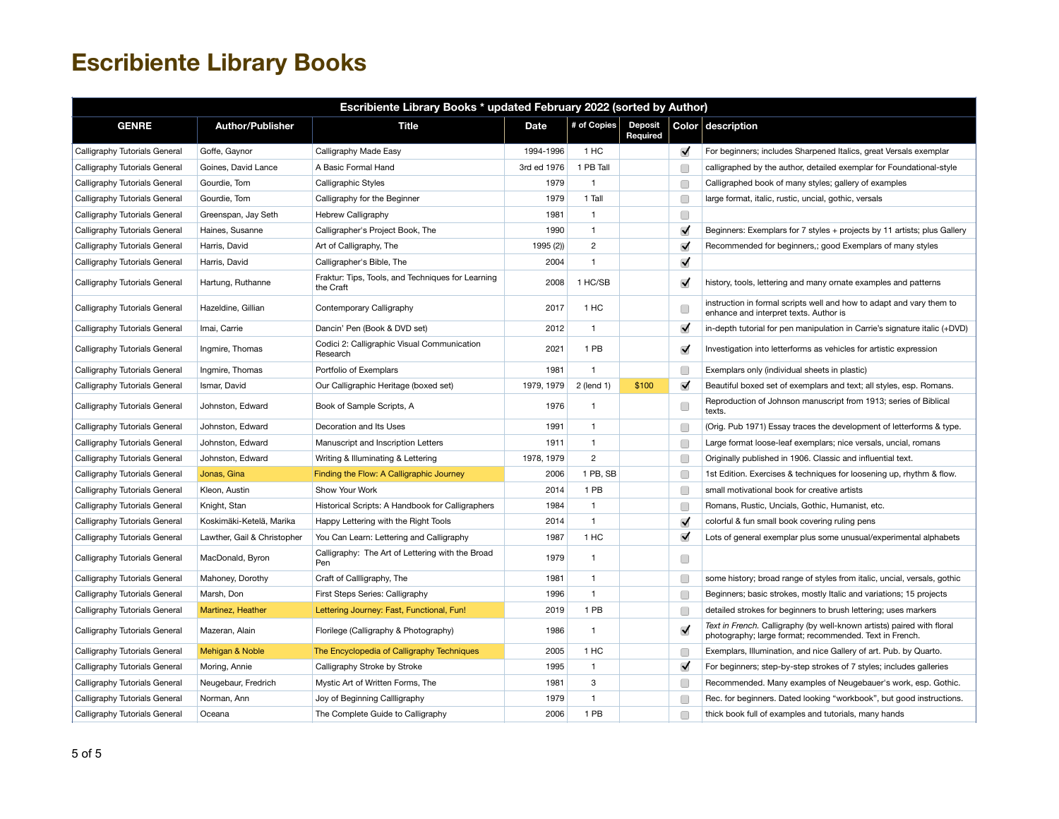# Escribiente Library Books

| Escribiente Library Books * updated February 2022 (sorted by Author) | | | | | | | |
|---|---|---|---|---|---|---|---|
| GENRE | Author/Publisher | Title | Date | # of Copies | Deposit Required | Color | description |
| Calligraphy Tutorials General | Goffe, Gaynor | Calligraphy Made Easy | 1994-1996 | 1 HC | | ✓ | For beginners; includes Sharpened Italics, great Versals exemplar |
| Calligraphy Tutorials General | Goines, David Lance | A Basic Formal Hand | 3rd ed 1976 | 1 PB Tall | | | calligraphed by the author, detailed exemplar for Foundational-style |
| Calligraphy Tutorials General | Gourdie, Tom | Calligraphic Styles | 1979 | 1 | | | Calligraphed book of many styles; gallery of examples |
| Calligraphy Tutorials General | Gourdie, Tom | Calligraphy for the Beginner | 1979 | 1 Tall | | | large format, italic, rustic, uncial, gothic, versals |
| Calligraphy Tutorials General | Greenspan, Jay Seth | Hebrew Calligraphy | 1981 | 1 | | | |
| Calligraphy Tutorials General | Haines, Susanne | Calligrapher's Project Book, The | 1990 | 1 | | ✓ | Beginners: Exemplars for 7 styles + projects by 11 artists; plus Gallery |
| Calligraphy Tutorials General | Harris, David | Art of Calligraphy, The | 1995 (2)) | 2 | | ✓ | Recommended for beginners,; good Exemplars of many styles |
| Calligraphy Tutorials General | Harris, David | Calligrapher's Bible, The | 2004 | 1 | | ✓ | |
| Calligraphy Tutorials General | Hartung, Ruthanne | Fraktur: Tips, Tools, and Techniques for Learning the Craft | 2008 | 1 HC/SB | | ✓ | history, tools, lettering and many ornate examples and patterns |
| Calligraphy Tutorials General | Hazeldine, Gillian | Contemporary Calligraphy | 2017 | 1 HC | | | instruction in formal scripts well and how to adapt and vary them to enhance and interpret texts. Author is |
| Calligraphy Tutorials General | Imai, Carrie | Dancin' Pen (Book & DVD set) | 2012 | 1 | | ✓ | in-depth tutorial for pen manipulation in Carrie's signature italic (+DVD) |
| Calligraphy Tutorials General | Ingmire, Thomas | Codici 2: Calligraphic Visual Communication Research | 2021 | 1 PB | | ✓ | Investigation into letterforms as vehicles for artistic expression |
| Calligraphy Tutorials General | Ingmire, Thomas | Portfolio of Exemplars | 1981 | 1 | | | Exemplars only (individual sheets in plastic) |
| Calligraphy Tutorials General | Ismar, David | Our Calligraphic Heritage (boxed set) | 1979, 1979 | 2 (lend 1) | $100 | ✓ | Beautiful boxed set of exemplars and text; all styles, esp. Romans. |
| Calligraphy Tutorials General | Johnston, Edward | Book of Sample Scripts, A | 1976 | 1 | | | Reproduction of Johnson manuscript from 1913; series of Biblical texts. |
| Calligraphy Tutorials General | Johnston, Edward | Decoration and Its Uses | 1991 | 1 | | | (Orig. Pub 1971) Essay traces the development of letterforms & type. |
| Calligraphy Tutorials General | Johnston, Edward | Manuscript and Inscription Letters | 1911 | 1 | | | Large format loose-leaf exemplars; nice versals, uncial, romans |
| Calligraphy Tutorials General | Johnston, Edward | Writing & Illuminating & Lettering | 1978, 1979 | 2 | | | Originally published in 1906. Classic and influential text. |
| Calligraphy Tutorials General | Jonas, Gina | Finding the Flow: A Calligraphic Journey | 2006 | 1 PB, SB | | | 1st Edition. Exercises & techniques for loosening up, rhythm & flow. |
| Calligraphy Tutorials General | Kleon, Austin | Show Your Work | 2014 | 1 PB | | | small motivational book for creative artists |
| Calligraphy Tutorials General | Knight, Stan | Historical Scripts: A Handbook for Calligraphers | 1984 | 1 | | | Romans, Rustic, Uncials, Gothic, Humanist, etc. |
| Calligraphy Tutorials General | Koskimäki-Ketelä, Marika | Happy Lettering with the Right Tools | 2014 | 1 | | ✓ | colorful & fun small book covering ruling pens |
| Calligraphy Tutorials General | Lawther, Gail & Christopher | You Can Learn: Lettering and Calligraphy | 1987 | 1 HC | | ✓ | Lots of general exemplar plus some unusual/experimental alphabets |
| Calligraphy Tutorials General | MacDonald, Byron | Calligraphy: The Art of Lettering with the Broad Pen | 1979 | 1 | | | |
| Calligraphy Tutorials General | Mahoney, Dorothy | Craft of Callligraphy, The | 1981 | 1 | | | some history; broad range of styles from italic, uncial, versals, gothic |
| Calligraphy Tutorials General | Marsh, Don | First Steps Series: Calligraphy | 1996 | 1 | | | Beginners; basic strokes, mostly Italic and variations; 15 projects |
| Calligraphy Tutorials General | Martinez, Heather | Lettering Journey: Fast, Functional, Fun! | 2019 | 1 PB | | | detailed strokes for beginners to brush lettering; uses markers |
| Calligraphy Tutorials General | Mazeran, Alain | Florilege (Calligraphy & Photography) | 1986 | 1 | | ✓ | *Text in French.* Calligraphy (by well-known artists) paired with floral photography; large format; recommended. Text in French. |
| Calligraphy Tutorials General | Mehigan & Noble | The Encyclopedia of Calligraphy Techniques | 2005 | 1 HC | | | Exemplars, Illumination, and nice Gallery of art. Pub. by Quarto. |
| Calligraphy Tutorials General | Moring, Annie | Calligraphy Stroke by Stroke | 1995 | 1 | | ✓ | For beginners; step-by-step strokes of 7 styles; includes galleries |
| Calligraphy Tutorials General | Neugebaur, Fredrich | Mystic Art of Written Forms, The | 1981 | 3 | | | Recommended. Many examples of Neugebauer's work, esp. Gothic. |
| Calligraphy Tutorials General | Norman, Ann | Joy of Beginning Callligraphy | 1979 | 1 | | | Rec. for beginners. Dated looking "workbook", but good instructions. |
| Calligraphy Tutorials General | Oceana | The Complete Guide to Calligraphy | 2006 | 1 PB | | | thick book full of examples and tutorials, many hands |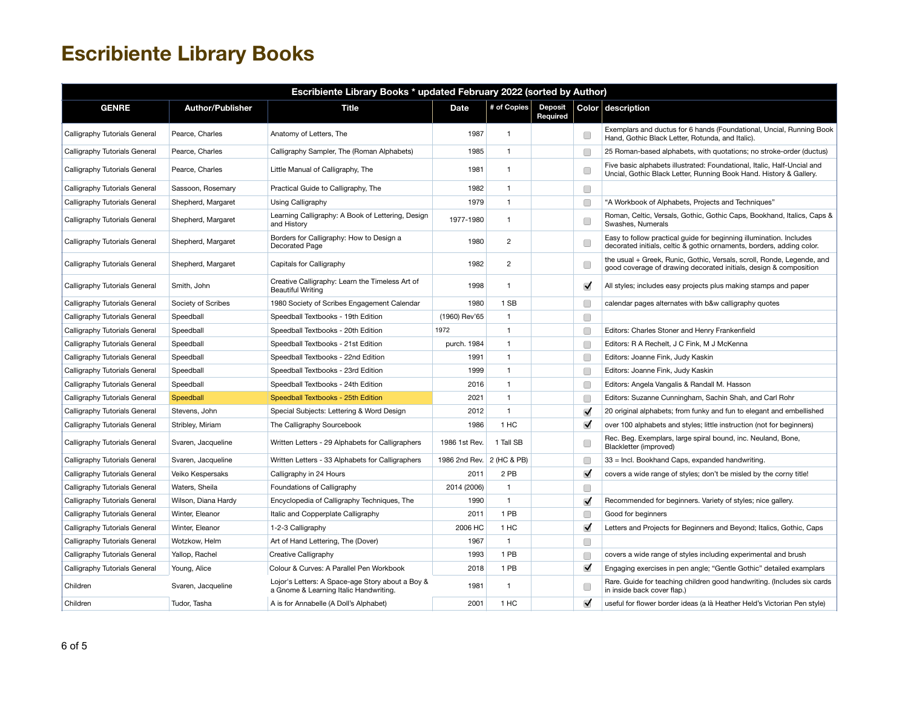# Escribiente Library Books

| Escribiente Library Books * updated February 2022 (sorted by Author) | | | | | | | |
|---|---|---|---|---|---|---|---|
| GENRE | Author/Publisher | Title | Date | # of Copies | Deposit Required | Color | description |
| Calligraphy Tutorials General | Pearce, Charles | Anatomy of Letters, The | 1987 | 1 | | ☐ | Exemplars and ductus for 6 hands (Foundational, Uncial, Running Book Hand, Gothic Black Letter, Rotunda, and Italic). |
| Calligraphy Tutorials General | Pearce, Charles | Calligraphy Sampler, The (Roman Alphabets) | 1985 | 1 | | ☐ | 25 Roman-based alphabets, with quotations; no stroke-order (ductus) |
| Calligraphy Tutorials General | Pearce, Charles | Little Manual of Calligraphy, The | 1981 | 1 | | ☐ | Five basic alphabets illustrated: Foundational, Italic, Half-Uncial and Uncial, Gothic Black Letter, Running Book Hand. History & Gallery. |
| Calligraphy Tutorials General | Sassoon, Rosemary | Practical Guide to Calligraphy, The | 1982 | 1 | | ☐ | |
| Calligraphy Tutorials General | Shepherd, Margaret | Using Calligraphy | 1979 | 1 | | ☐ | "A Workbook of Alphabets, Projects and Techniques" |
| Calligraphy Tutorials General | Shepherd, Margaret | Learning Calligraphy: A Book of Lettering, Design and History | 1977-1980 | 1 | | ☐ | Roman, Celtic, Versals, Gothic, Gothic Caps, Bookhand, Italics, Caps & Swashes, Numerals |
| Calligraphy Tutorials General | Shepherd, Margaret | Borders for Calligraphy: How to Design a Decorated Page | 1980 | 2 | | ☐ | Easy to follow practical guide for beginning illumination. Includes decorated initials, celtic & gothic ornaments, borders, adding color. |
| Calligraphy Tutorials General | Shepherd, Margaret | Capitals for Calligraphy | 1982 | 2 | | ☐ | the usual + Greek, Runic, Gothic, Versals, scroll, Ronde, Legende, and good coverage of drawing decorated initials, design & composition |
| Calligraphy Tutorials General | Smith, John | Creative Calligraphy: Learn the Timeless Art of Beautiful Writing | 1998 | 1 | | ☑ | All styles; includes easy projects plus making stamps and paper |
| Calligraphy Tutorials General | Society of Scribes | 1980 Society of Scribes Engagement Calendar | 1980 | 1 SB | | ☐ | calendar pages alternates with b&w calligraphy quotes |
| Calligraphy Tutorials General | Speedball | Speedball Textbooks - 19th Edition | (1960) Rev'65 | 1 | | ☐ | |
| Calligraphy Tutorials General | Speedball | Speedball Textbooks - 20th Edition | 1972 | 1 | | ☐ | Editors: Charles Stoner and Henry Frankenfield |
| Calligraphy Tutorials General | Speedball | Speedball Textbooks - 21st Edition | purch. 1984 | 1 | | ☐ | Editors: R A Rechelt, J C Fink, M J McKenna |
| Calligraphy Tutorials General | Speedball | Speedball Textbooks - 22nd Edition | 1991 | 1 | | ☐ | Editors: Joanne Fink, Judy Kaskin |
| Calligraphy Tutorials General | Speedball | Speedball Textbooks - 23rd Edition | 1999 | 1 | | ☐ | Editors: Joanne Fink, Judy Kaskin |
| Calligraphy Tutorials General | Speedball | Speedball Textbooks - 24th Edition | 2016 | 1 | | ☐ | Editors: Angela Vangalis & Randall M. Hasson |
| Calligraphy Tutorials General | Speedball | Speedball Textbooks - 25th Edition | 2021 | 1 | | ☐ | Editors: Suzanne Cunningham, Sachin Shah, and Carl Rohr |
| Calligraphy Tutorials General | Stevens, John | Special Subjects: Lettering & Word Design | 2012 | 1 | | ☑ | 20 original alphabets; from funky and fun to elegant and embellished |
| Calligraphy Tutorials General | Stribley, Miriam | The Calligraphy Sourcebook | 1986 | 1 HC | | ☑ | over 100 alphabets and styles; little instruction (not for beginners) |
| Calligraphy Tutorials General | Svaren, Jacqueline | Written Letters - 29 Alphabets for Calligraphers | 1986 1st Rev. | 1 Tall SB | | ☐ | Rec. Beg. Exemplars, large spiral bound, inc. Neuland, Bone, Blackletter (improved) |
| Calligraphy Tutorials General | Svaren, Jacqueline | Written Letters - 33 Alphabets for Calligraphers | 1986 2nd Rev. | 2 (HC & PB) | | ☐ | 33 = Incl. Bookhand Caps, expanded handwriting. |
| Calligraphy Tutorials General | Veiko Kespersaks | Calligraphy in 24 Hours | 2011 | 2 PB | | ☑ | covers a wide range of styles; don't be misled by the corny title! |
| Calligraphy Tutorials General | Waters, Sheila | Foundations of Calligraphy | 2014 (2006) | 1 | | ☐ | |
| Calligraphy Tutorials General | Wilson, Diana Hardy | Encyclopedia of Calligraphy Techniques, The | 1990 | 1 | | ☑ | Recommended for beginners. Variety of styles; nice gallery. |
| Calligraphy Tutorials General | Winter, Eleanor | Italic and Copperplate Calligraphy | 2011 | 1 PB | | ☐ | Good for beginners |
| Calligraphy Tutorials General | Winter, Eleanor | 1-2-3 Calligraphy | 2006 HC | 1 HC | | ☑ | Letters and Projects for Beginners and Beyond; Italics, Gothic, Caps |
| Calligraphy Tutorials General | Wotzkow, Helm | Art of Hand Lettering, The (Dover) | 1967 | 1 | | ☐ | |
| Calligraphy Tutorials General | Yallop, Rachel | Creative Calligraphy | 1993 | 1 PB | | ☐ | covers a wide range of styles including experimental and brush |
| Calligraphy Tutorials General | Young, Alice | Colour & Curves: A Parallel Pen Workbook | 2018 | 1 PB | | ☑ | Engaging exercises in pen angle; "Gentle Gothic" detailed examplars |
| Children | Svaren, Jacqueline | Lojor's Letters: A Space-age Story about a Boy & a Gnome & Learning Italic Handwriting. | 1981 | 1 | | ☐ | Rare. Guide for teaching children good handwriting. (Includes six cards in inside back cover flap.) |
| Children | Tudor, Tasha | A is for Annabelle (A Doll's Alphabet) | 2001 | 1 HC | | ☑ | useful for flower border ideas (a là Heather Held's Victorian Pen style) |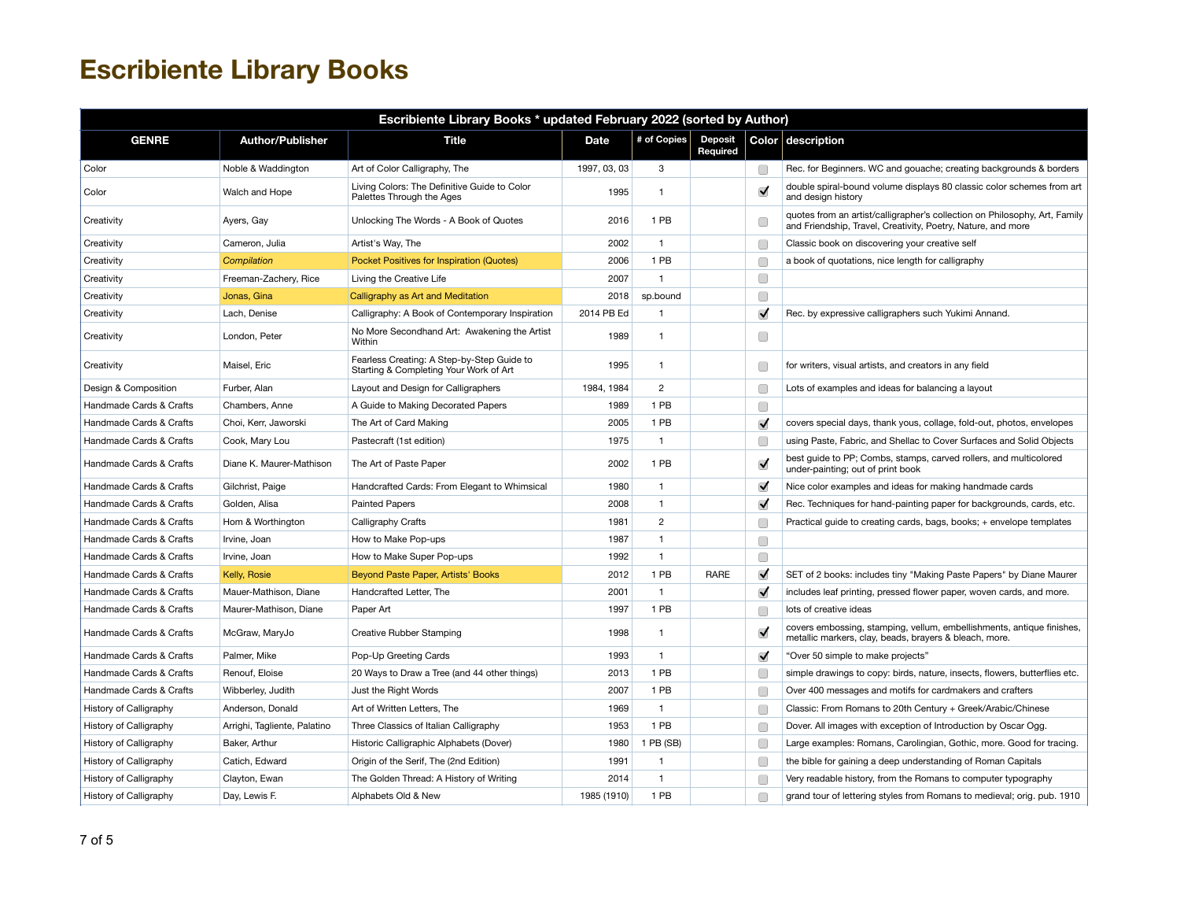# Escribiente Library Books

| Escribiente Library Books * updated February 2022 (sorted by Author) | | | | | | | |
|---|---|---|---|---|---|---|---|
| GENRE | Author/Publisher | Title | Date | # of Copies | Deposit Required | Color | description |
| Color | Noble & Waddington | Art of Color Calligraphy, The | 1997, 03, 03 | 3 | | ☐ | Rec. for Beginners. WC and gouache; creating backgrounds & borders |
| Color | Walch and Hope | Living Colors: The Definitive Guide to Color Palettes Through the Ages | 1995 | 1 | | ☑ | double spiral-bound volume displays 80 classic color schemes from art and design history |
| Creativity | Ayers, Gay | Unlocking The Words - A Book of Quotes | 2016 | 1 PB | | ☐ | quotes from an artist/calligrapher's collection on Philosophy, Art, Family and Friendship, Travel, Creativity, Poetry, Nature, and more |
| Creativity | Cameron, Julia | Artist's Way, The | 2002 | 1 | | ☐ | Classic book on discovering your creative self |
| Creativity | *Compilation* | Pocket Positives for Inspiration (Quotes) | 2006 | 1 PB | | ☐ | a book of quotations, nice length for calligraphy |
| Creativity | Freeman-Zachery, Rice | Living the Creative Life | 2007 | 1 | | ☐ | |
| Creativity | Jonas, Gina | Calligraphy as Art and Meditation | 2018 | sp.bound | | ☐ | |
| Creativity | Lach, Denise | Calligraphy: A Book of Contemporary Inspiration | 2014 PB Ed | 1 | | ☑ | Rec. by expressive calligraphers such Yukimi Annand. |
| Creativity | London, Peter | No More Secondhand Art: Awakening the Artist Within | 1989 | 1 | | ☐ | |
| Creativity | Maisel, Eric | Fearless Creating: A Step-by-Step Guide to Starting & Completing Your Work of Art | 1995 | 1 | | ☐ | for writers, visual artists, and creators in any field |
| Design & Composition | Furber, Alan | Layout and Design for Calligraphers | 1984, 1984 | 2 | | ☐ | Lots of examples and ideas for balancing a layout |
| Handmade Cards & Crafts | Chambers, Anne | A Guide to Making Decorated Papers | 1989 | 1 PB | | ☐ | |
| Handmade Cards & Crafts | Choi, Kerr, Jaworski | The Art of Card Making | 2005 | 1 PB | | ☑ | covers special days, thank yous, collage, fold-out, photos, envelopes |
| Handmade Cards & Crafts | Cook, Mary Lou | Pastecraft (1st edition) | 1975 | 1 | | ☐ | using Paste, Fabric, and Shellac to Cover Surfaces and Solid Objects |
| Handmade Cards & Crafts | Diane K. Maurer-Mathison | The Art of Paste Paper | 2002 | 1 PB | | ☑ | best guide to PP; Combs, stamps, carved rollers, and multicolored under-painting; out of print book |
| Handmade Cards & Crafts | Gilchrist, Paige | Handcrafted Cards: From Elegant to Whimsical | 1980 | 1 | | ☑ | Nice color examples and ideas for making handmade cards |
| Handmade Cards & Crafts | Golden, Alisa | Painted Papers | 2008 | 1 | | ☑ | Rec. Techniques for hand-painting paper for backgrounds, cards, etc. |
| Handmade Cards & Crafts | Hom & Worthington | Calligraphy Crafts | 1981 | 2 | | ☐ | Practical guide to creating cards, bags, books; + envelope templates |
| Handmade Cards & Crafts | Irvine, Joan | How to Make Pop-ups | 1987 | 1 | | ☐ | |
| Handmade Cards & Crafts | Irvine, Joan | How to Make Super Pop-ups | 1992 | 1 | | ☐ | |
| Handmade Cards & Crafts | Kelly, Rosie | Beyond Paste Paper, Artists' Books | 2012 | 1 PB | RARE | ☑ | SET of 2 books: includes tiny "Making Paste Papers" by Diane Maurer |
| Handmade Cards & Crafts | Mauer-Mathison, Diane | Handcrafted Letter, The | 2001 | 1 | | ☑ | includes leaf printing, pressed flower paper, woven cards, and more. |
| Handmade Cards & Crafts | Maurer-Mathison, Diane | Paper Art | 1997 | 1 PB | | ☐ | lots of creative ideas |
| Handmade Cards & Crafts | McGraw, MaryJo | Creative Rubber Stamping | 1998 | 1 | | ☑ | covers embossing, stamping, vellum, embellishments, antique finishes, metallic markers, clay, beads, brayers & bleach, more. |
| Handmade Cards & Crafts | Palmer, Mike | Pop-Up Greeting Cards | 1993 | 1 | | ☑ | "Over 50 simple to make projects" |
| Handmade Cards & Crafts | Renouf, Eloise | 20 Ways to Draw a Tree (and 44 other things) | 2013 | 1 PB | | ☐ | simple drawings to copy: birds, nature, insects, flowers, butterflies etc. |
| Handmade Cards & Crafts | Wibberley, Judith | Just the Right Words | 2007 | 1 PB | | ☐ | Over 400 messages and motifs for cardmakers and crafters |
| History of Calligraphy | Anderson, Donald | Art of Written Letters, The | 1969 | 1 | | ☐ | Classic: From Romans to 20th Century + Greek/Arabic/Chinese |
| History of Calligraphy | Arrighi, Tagliente, Palatino | Three Classics of Italian Calligraphy | 1953 | 1 PB | | ☐ | Dover. All images with exception of Introduction by Oscar Ogg. |
| History of Calligraphy | Baker, Arthur | Historic Calligraphic Alphabets (Dover) | 1980 | 1 PB (SB) | | ☐ | Large examples: Romans, Carolingian, Gothic, more. Good for tracing. |
| History of Calligraphy | Catich, Edward | Origin of the Serif, The (2nd Edition) | 1991 | 1 | | ☐ | the bible for gaining a deep understanding of Roman Capitals |
| History of Calligraphy | Clayton, Ewan | The Golden Thread: A History of Writing | 2014 | 1 | | ☐ | Very readable history, from the Romans to computer typography |
| History of Calligraphy | Day, Lewis F. | Alphabets Old & New | 1985 (1910) | 1 PB | | ☐ | grand tour of lettering styles from Romans to medieval; orig. pub. 1910 |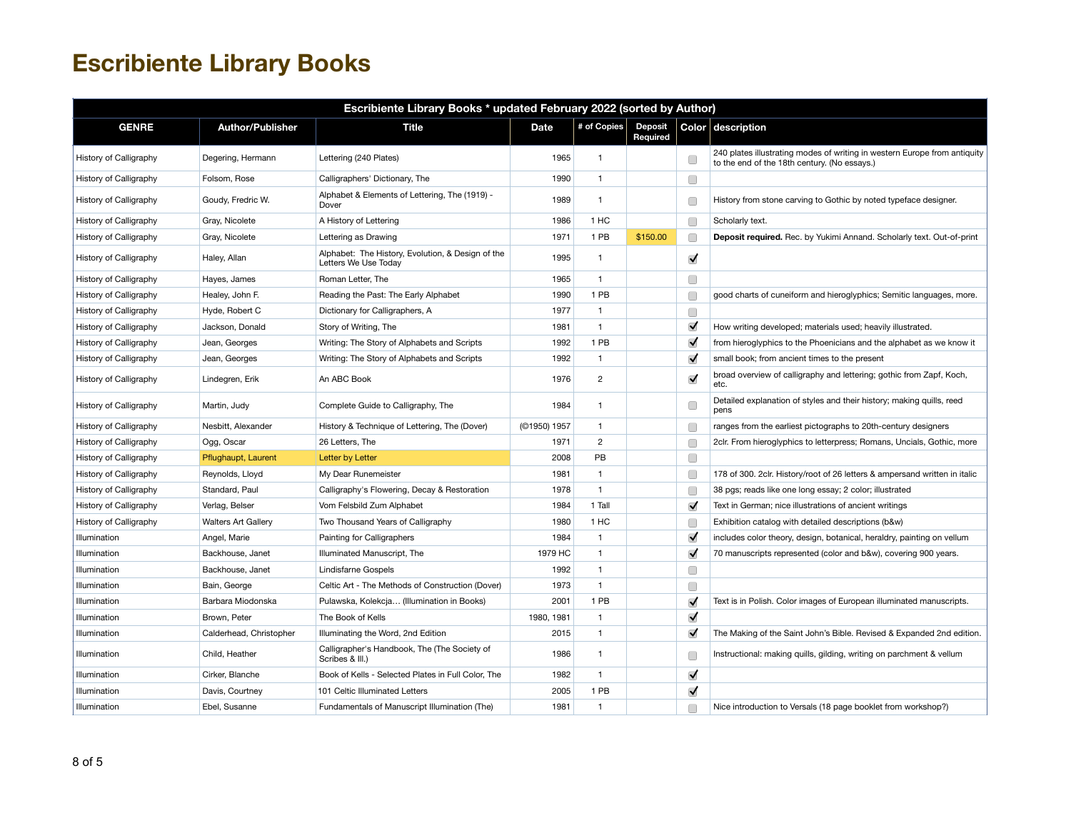# Escribiente Library Books

| Escribiente Library Books * updated February 2022 (sorted by Author) | | | | | | | |
|---|---|---|---|---|---|---|---|
| GENRE | Author/Publisher | Title | Date | # of Copies | Deposit Required | Color | description |
| History of Calligraphy | Degering, Hermann | Lettering (240 Plates) | 1965 | 1 | | ☐ | 240 plates illustrating modes of writing in western Europe from antiquity to the end of the 18th century. (No essays.) |
| History of Calligraphy | Folsom, Rose | Calligraphers' Dictionary, The | 1990 | 1 | | ☐ | |
| History of Calligraphy | Goudy, Fredric W. | Alphabet & Elements of Lettering, The (1919) - Dover | 1989 | 1 | | ☐ | History from stone carving to Gothic by noted typeface designer. |
| History of Calligraphy | Gray, Nicolete | A History of Lettering | 1986 | 1 HC | | ☐ | Scholarly text. |
| History of Calligraphy | Gray, Nicolete | Lettering as Drawing | 1971 | 1 PB | $150.00 | ☐ | **Deposit required.** Rec. by Yukimi Annand. Scholarly text. Out-of-print |
| History of Calligraphy | Haley, Allan | Alphabet: The History, Evolution, & Design of the Letters We Use Today | 1995 | 1 | | ☑ | |
| History of Calligraphy | Hayes, James | Roman Letter, The | 1965 | 1 | | ☐ | |
| History of Calligraphy | Healey, John F. | Reading the Past: The Early Alphabet | 1990 | 1 PB | | ☐ | good charts of cuneiform and hieroglyphics; Semitic languages, more. |
| History of Calligraphy | Hyde, Robert C | Dictionary for Calligraphers, A | 1977 | 1 | | ☐ | |
| History of Calligraphy | Jackson, Donald | Story of Writing, The | 1981 | 1 | | ☑ | How writing developed; materials used; heavily illustrated. |
| History of Calligraphy | Jean, Georges | Writing: The Story of Alphabets and Scripts | 1992 | 1 PB | | ☑ | from hieroglyphics to the Phoenicians and the alphabet as we know it |
| History of Calligraphy | Jean, Georges | Writing: The Story of Alphabets and Scripts | 1992 | 1 | | ☑ | small book; from ancient times to the present |
| History of Calligraphy | Lindegren, Erik | An ABC Book | 1976 | 2 | | ☑ | broad overview of calligraphy and lettering; gothic from Zapf, Koch, etc. |
| History of Calligraphy | Martin, Judy | Complete Guide to Calligraphy, The | 1984 | 1 | | ☐ | Detailed explanation of styles and their history; making quills, reed pens |
| History of Calligraphy | Nesbitt, Alexander | History & Technique of Lettering, The (Dover) | (©1950) 1957 | 1 | | ☐ | ranges from the earliest pictographs to 20th-century designers |
| History of Calligraphy | Ogg, Oscar | 26 Letters, The | 1971 | 2 | | ☐ | 2clr. From hieroglyphics to letterpress; Romans, Uncials, Gothic, more |
| History of Calligraphy | Pflughaupt, Laurent | Letter by Letter | 2008 | PB | | ☐ | |
| History of Calligraphy | Reynolds, Lloyd | My Dear Runemeister | 1981 | 1 | | ☐ | 178 of 300. 2clr. History/root of 26 letters & ampersand written in italic |
| History of Calligraphy | Standard, Paul | Calligraphy's Flowering, Decay & Restoration | 1978 | 1 | | ☐ | 38 pgs; reads like one long essay; 2 color; illustrated |
| History of Calligraphy | Verlag, Belser | Vom Felsbild Zum Alphabet | 1984 | 1 Tall | | ☑ | Text in German; nice illustrations of ancient writings |
| History of Calligraphy | Walters Art Gallery | Two Thousand Years of Calligraphy | 1980 | 1 HC | | ☐ | Exhibition catalog with detailed descriptions (b&w) |
| Illumination | Angel, Marie | Painting for Calligraphers | 1984 | 1 | | ☑ | includes color theory, design, botanical, heraldry, painting on vellum |
| Illumination | Backhouse, Janet | Illuminated Manuscript, The | 1979 HC | 1 | | ☑ | 70 manuscripts represented (color and b&w), covering 900 years. |
| Illumination | Backhouse, Janet | Lindisfarne Gospels | 1992 | 1 | | ☐ | |
| Illumination | Bain, George | Celtic Art - The Methods of Construction (Dover) | 1973 | 1 | | ☐ | |
| Illumination | Barbara Miodonska | Pulawska, Kolekcja… (Illumination in Books) | 2001 | 1 PB | | ☑ | Text is in Polish. Color images of European illuminated manuscripts. |
| Illumination | Brown, Peter | The Book of Kells | 1980, 1981 | 1 | | ☑ | |
| Illumination | Calderhead, Christopher | Illuminating the Word, 2nd Edition | 2015 | 1 | | ☑ | The Making of the Saint John's Bible. Revised & Expanded 2nd edition. |
| Illumination | Child, Heather | Calligrapher's Handbook, The (The Society of Scribes & Ill.) | 1986 | 1 | | ☐ | Instructional: making quills, gilding, writing on parchment & vellum |
| Illumination | Cirker, Blanche | Book of Kells - Selected Plates in Full Color, The | 1982 | 1 | | ☑ | |
| Illumination | Davis, Courtney | 101 Celtic Illuminated Letters | 2005 | 1 PB | | ☑ | |
| Illumination | Ebel, Susanne | Fundamentals of Manuscript Illumination (The) | 1981 | 1 | | ☐ | Nice introduction to Versals (18 page booklet from workshop?) |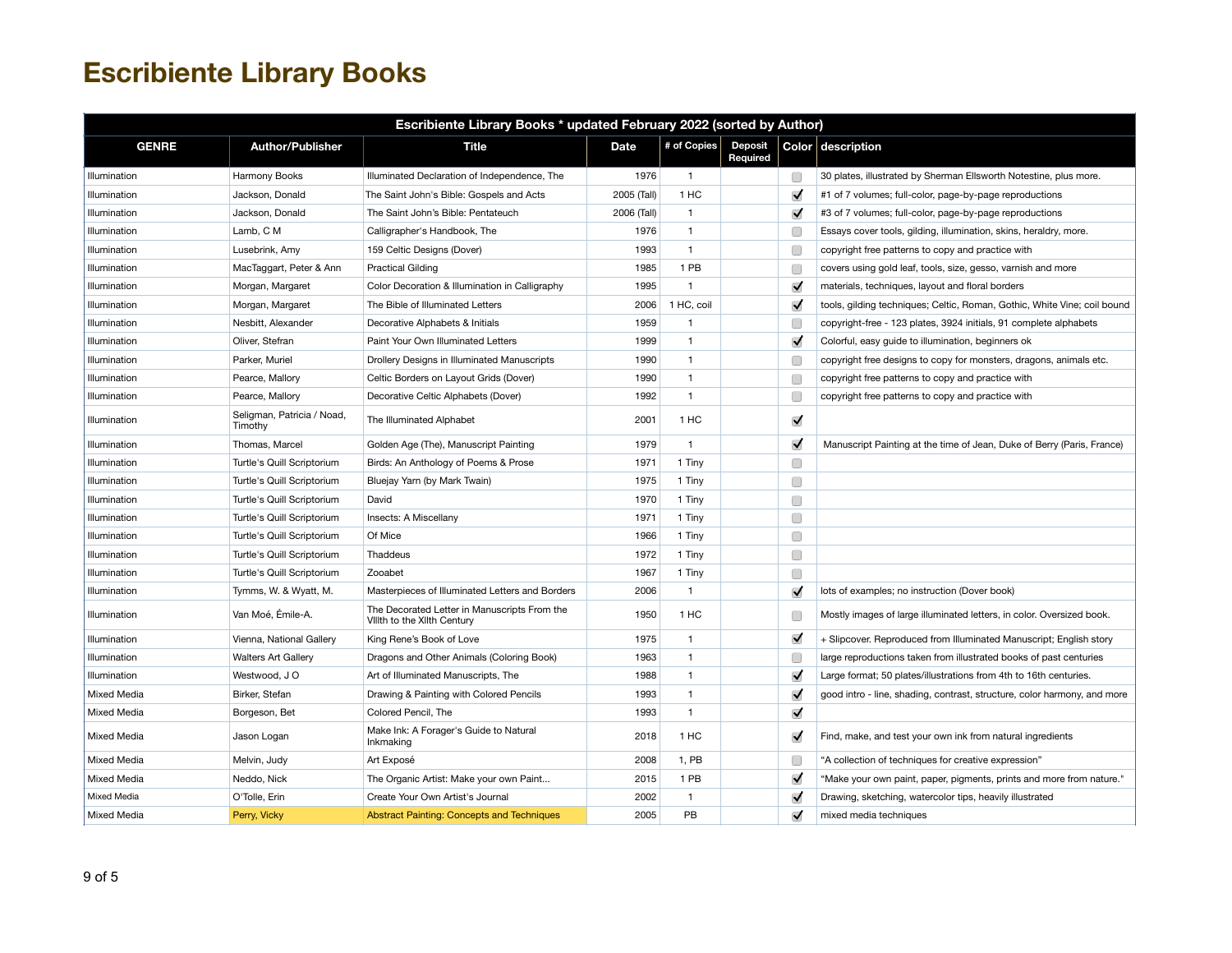# Escribiente Library Books

| Escribiente Library Books * updated February 2022 (sorted by Author) | | | | | | | |
|---|---|---|---|---|---|---|---|
| GENRE | Author/Publisher | Title | Date | # of Copies | Deposit Required | Color | description |
| Illumination | Harmony Books | Illuminated Declaration of Independence, The | 1976 | 1 | | ☐ | 30 plates, illustrated by Sherman Ellsworth Notestine, plus more. |
| Illumination | Jackson, Donald | The Saint John's Bible: Gospels and Acts | 2005 (Tall) | 1 HC | | ☑ | #1 of 7 volumes; full-color, page-by-page reproductions |
| Illumination | Jackson, Donald | The Saint John's Bible: Pentateuch | 2006 (Tall) | 1 | | ☑ | #3 of 7 volumes; full-color, page-by-page reproductions |
| Illumination | Lamb, C M | Calligrapher's Handbook, The | 1976 | 1 | | ☐ | Essays cover tools, gilding, illumination, skins, heraldry, more. |
| Illumination | Lusebrink, Amy | 159 Celtic Designs (Dover) | 1993 | 1 | | ☐ | copyright free patterns to copy and practice with |
| Illumination | MacTaggart, Peter & Ann | Practical Gilding | 1985 | 1 PB | | ☐ | covers using gold leaf, tools, size, gesso, varnish and more |
| Illumination | Morgan, Margaret | Color Decoration & Illumination in Calligraphy | 1995 | 1 | | ☑ | materials, techniques, layout and floral borders |
| Illumination | Morgan, Margaret | The Bible of Illuminated Letters | 2006 | 1 HC, coil | | ☑ | tools, gilding techniques; Celtic, Roman, Gothic, White Vine; coil bound |
| Illumination | Nesbitt, Alexander | Decorative Alphabets & Initials | 1959 | 1 | | ☐ | copyright-free - 123 plates, 3924 initials, 91 complete alphabets |
| Illumination | Oliver, Stefran | Paint Your Own Illuminated Letters | 1999 | 1 | | ☑ | Colorful, easy guide to illumination, beginners ok |
| Illumination | Parker, Muriel | Drollery Designs in Illuminated Manuscripts | 1990 | 1 | | ☐ | copyright free designs to copy for monsters, dragons, animals etc. |
| Illumination | Pearce, Mallory | Celtic Borders on Layout Grids (Dover) | 1990 | 1 | | ☐ | copyright free patterns to copy and practice with |
| Illumination | Pearce, Mallory | Decorative Celtic Alphabets (Dover) | 1992 | 1 | | ☐ | copyright free patterns to copy and practice with |
| Illumination | Seligman, Patricia / Noad, Timothy | The Illuminated Alphabet | 2001 | 1 HC | | ☑ | |
| Illumination | Thomas, Marcel | Golden Age (The), Manuscript Painting | 1979 | 1 | | ☑ | Manuscript Painting at the time of Jean, Duke of Berry (Paris, France) |
| Illumination | Turtle's Quill Scriptorium | Birds: An Anthology of Poems & Prose | 1971 | 1 Tiny | | ☐ | |
| Illumination | Turtle's Quill Scriptorium | Bluejay Yarn (by Mark Twain) | 1975 | 1 Tiny | | ☐ | |
| Illumination | Turtle's Quill Scriptorium | David | 1970 | 1 Tiny | | ☐ | |
| Illumination | Turtle's Quill Scriptorium | Insects: A Miscellany | 1971 | 1 Tiny | | ☐ | |
| Illumination | Turtle's Quill Scriptorium | Of Mice | 1966 | 1 Tiny | | ☐ | |
| Illumination | Turtle's Quill Scriptorium | Thaddeus | 1972 | 1 Tiny | | ☐ | |
| Illumination | Turtle's Quill Scriptorium | Zooabet | 1967 | 1 Tiny | | ☐ | |
| Illumination | Tymms, W. & Wyatt, M. | Masterpieces of Illuminated Letters and Borders | 2006 | 1 | | ☑ | lots of examples; no instruction (Dover book) |
| Illumination | Van Moé, Émile-A. | The Decorated Letter in Manuscripts From the VIIIth to the XIIth Century | 1950 | 1 HC | | ☐ | Mostly images of large illuminated letters, in color. Oversized book. |
| Illumination | Vienna, National Gallery | King Rene's Book of Love | 1975 | 1 | | ☑ | + Slipcover. Reproduced from Illuminated Manuscript; English story |
| Illumination | Walters Art Gallery | Dragons and Other Animals (Coloring Book) | 1963 | 1 | | ☐ | large reproductions taken from illustrated books of past centuries |
| Illumination | Westwood, J O | Art of Illuminated Manuscripts, The | 1988 | 1 | | ☑ | Large format; 50 plates/illustrations from 4th to 16th centuries. |
| Mixed Media | Birker, Stefan | Drawing & Painting with Colored Pencils | 1993 | 1 | | ☑ | good intro - line, shading, contrast, structure, color harmony, and more |
| Mixed Media | Borgeson, Bet | Colored Pencil, The | 1993 | 1 | | ☑ | |
| Mixed Media | Jason Logan | Make Ink: A Forager's Guide to Natural Inkmaking | 2018 | 1 HC | | ☑ | Find, make, and test your own ink from natural ingredients |
| Mixed Media | Melvin, Judy | Art Exposé | 2008 | 1, PB | | ☐ | "A collection of techniques for creative expression" |
| Mixed Media | Neddo, Nick | The Organic Artist: Make your own Paint... | 2015 | 1 PB | | ☑ | "Make your own paint, paper, pigments, prints and more from nature." |
| Mixed Media | O'Tolle, Erin | Create Your Own Artist's Journal | 2002 | 1 | | ☑ | Drawing, sketching, watercolor tips, heavily illustrated |
| Mixed Media | Perry, Vicky | Abstract Painting: Concepts and Techniques | 2005 | PB | | ☑ | mixed media techniques |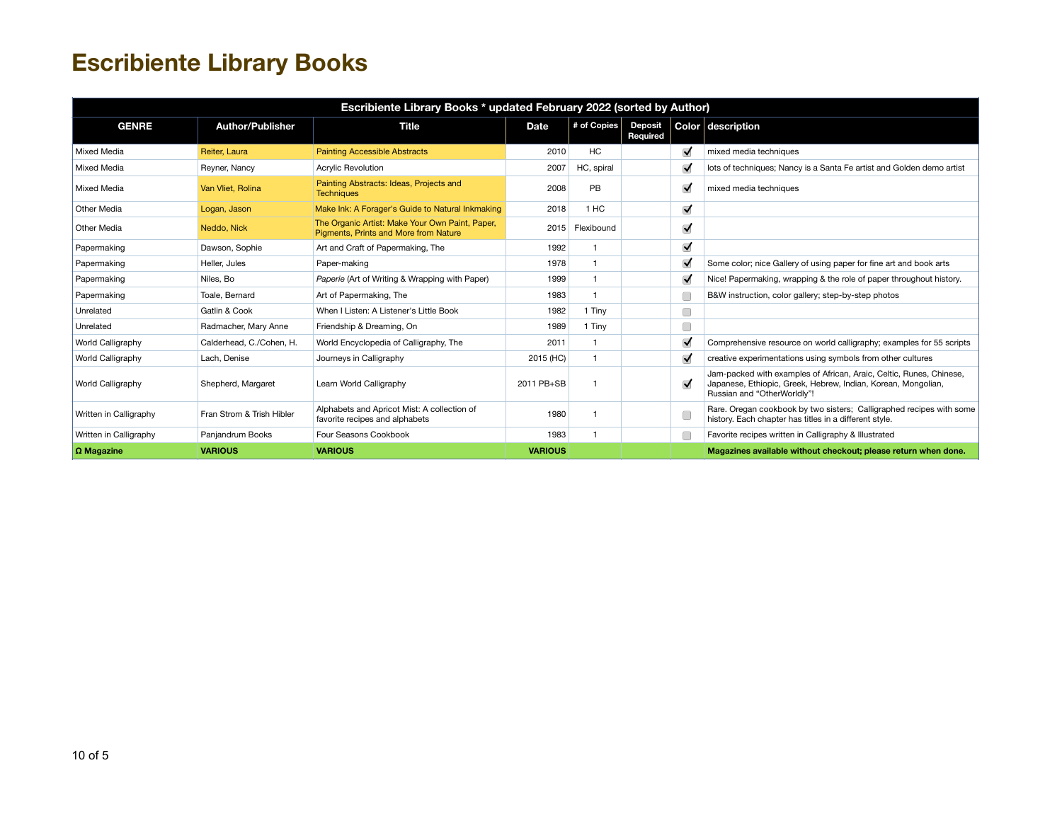# Escribiente Library Books

| Escribiente Library Books * updated February 2022 (sorted by Author) | | | | | | | |
|---|---|---|---|---|---|---|---|
| GENRE | Author/Publisher | Title | Date | # of Copies | Deposit Required | Color | description |
| Mixed Media | Reiter, Laura | Painting Accessible Abstracts | 2010 | HC | | ✔ | mixed media techniques |
| Mixed Media | Reyner, Nancy | Acrylic Revolution | 2007 | HC, spiral | | ✔ | lots of techniques; Nancy is a Santa Fe artist and Golden demo artist |
| Mixed Media | Van Vliet, Rolina | Painting Abstracts: Ideas, Projects and Techniques | 2008 | PB | | ✔ | mixed media techniques |
| Other Media | Logan, Jason | Make Ink: A Forager's Guide to Natural Inkmaking | 2018 | 1 HC | | ✔ | |
| Other Media | Neddo, Nick | The Organic Artist: Make Your Own Paint, Paper, Pigments, Prints and More from Nature | 2015 | Flexibound | | ✔ | |
| Papermaking | Dawson, Sophie | Art and Craft of Papermaking, The | 1992 | 1 | | ✔ | |
| Papermaking | Heller, Jules | Paper-making | 1978 | 1 | | ✔ | Some color; nice Gallery of using paper for fine art and book arts |
| Papermaking | Niles, Bo | *Paperie* (Art of Writing & Wrapping with Paper) | 1999 | 1 | | ✔ | Nice! Papermaking, wrapping & the role of paper throughout history. |
| Papermaking | Toale, Bernard | Art of Papermaking, The | 1983 | 1 | | | B&W instruction, color gallery; step-by-step photos |
| Unrelated | Gatlin & Cook | When I Listen: A Listener's Little Book | 1982 | 1 Tiny | | | |
| Unrelated | Radmacher, Mary Anne | Friendship & Dreaming, On | 1989 | 1 Tiny | | | |
| World Calligraphy | Calderhead, C./Cohen, H. | World Encyclopedia of Calligraphy, The | 2011 | 1 | | ✔ | Comprehensive resource on world calligraphy; examples for 55 scripts |
| World Calligraphy | Lach, Denise | Journeys in Calligraphy | 2015 (HC) | 1 | | ✔ | creative experimentations using symbols from other cultures |
| World Calligraphy | Shepherd, Margaret | Learn World Calligraphy | 2011 PB+SB | 1 | | ✔ | Jam-packed with examples of African, Araic, Celtic, Runes, Chinese, Japanese, Ethiopic, Greek, Hebrew, Indian, Korean, Mongolian, Russian and "OtherWorldly"! |
| Written in Calligraphy | Fran Strom & Trish Hibler | Alphabets and Apricot Mist: A collection of favorite recipes and alphabets | 1980 | 1 | | | Rare. Oregan cookbook by two sisters; Calligraphed recipes with some history. Each chapter has titles in a different style. |
| Written in Calligraphy | Panjandrum Books | Four Seasons Cookbook | 1983 | 1 | | | Favorite recipes written in Calligraphy & Illustrated |
| **Ω Magazine** | **VARIOUS** | **VARIOUS** | **VARIOUS** | | | | **Magazines available without checkout; please return when done.** |